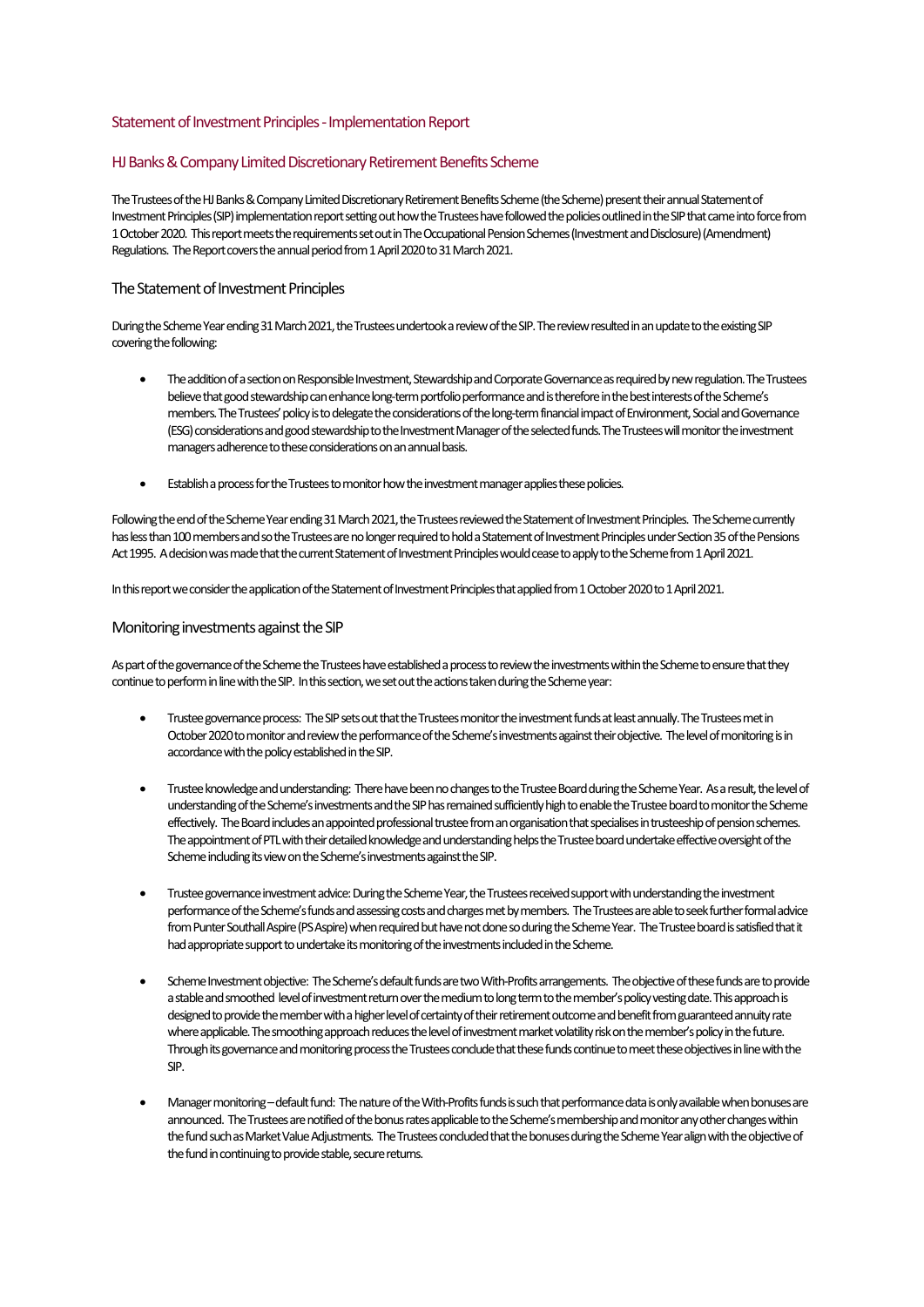## Statement of Investment Principles - Implementation Report

## HJ Banks & Company Limited Discretionary Retirement Benefits Scheme

The Trustees of the HJ Banks & Company Limited Discretionary Retirement Benefits Scheme (the Scheme) present their annual Statement of Investment Principles (SIP) implementation report setting out how the Trustees have followed the policies outlined in the SIP that came into force from 1 October 2020. This report meets the requirements set out in The Occupational Pension Schemes (Investment and Disclosure) (Amendment) Regulations. The Report covers the annual period from 1 April 2020 to 31 March 2021.

### The Statement of Investment Principles

During the Scheme Year ending 31 March 2021, the Trustees undertook a review of the SIP. The review resulted in an update to the existing SIP covering the following:

- The addition of a section on Responsible Investment, Stewardship and Corporate Governance as required by new regulation. The Trustees believe that good stewardship can enhance long-term portfolio performance and is therefore in the best interests of the Scheme's members. The Trustees' policy is to delegate the considerations of the long-term financial impact of Environment, Social and Governance (ESG) considerations and good stewardship to the Investment Manager of the selected funds. The Trustees will monitor the investment managers adherence to these considerations on an annual basis.

- Establish a process for the Trustees to monitor how the investment manager applies these policies.

Following the end of the Scheme Year ending 31 March 2021, the Trustees reviewed the Statement of Investment Principles. The Scheme currently has less than 100 members and so the Trustees are no longer required to hold a Statement of Investment Principles under Section 35 of the Pensions Act 1995. A decision was made that the current Statement of Investment Principles would cease to apply to the Scheme from 1 April 2021.

In this report we consider the application of the Statement of Investment Principles that applied from 1 October 2020 to 1 April 2021.

### Monitoring investments against the SIP

As part of the governance of the Scheme the Trustees have established a process to review the investments within the Scheme to ensure that they continue to perform in line with the SIP. In this section, we set out the actions taken during the Scheme year:

- Trustee governance process: The SIP sets out that the Trustees monitor the investment funds at least annually. The Trustees met in October 2020 to monitor and review the performance of the Scheme's investments against their objective. The level of monitoring is in accordance with the policy established in the SIP.

- Trustee knowledge and understanding: There have been no changes to the Trustee Board during the Scheme Year. As a result, the level of understanding of the Scheme's investments and the SIP has remained sufficiently high to enable the Trustee board to monitor the Scheme effectively. The Board includes an appointed professional trustee from an organisation that specialises in trusteeship of pension schemes. The appointment of PTL with their detailed knowledge and understanding helps the Trustee board undertake effective oversight of the Scheme including its view on the Scheme's investments against the SIP.

- Trustee governance investment advice: During the Scheme Year, the Trustees received support with understanding the investment performance of the Scheme's funds and assessing costs and charges met by members. The Trustees are able to seek further formal advice from Punter Southall Aspire (PS Aspire) when required but have not done so during the Scheme Year. The Trustee board is satisfied that it had appropriate support to undertake its monitoring of the investments included in the Scheme.

- Scheme Investment objective: The Scheme's default funds are two With-Profits arrangements. The objective of these funds are to provide a stable and smoothed level of investment return over the medium to long term to the member's policy vesting date. This approach is designed to provide the member with a higher level of certainty of their retirement outcome and benefit from guaranteed annuity rate where applicable. The smoothing approach reduces the level of investment market volatility risk on the member's policy in the future. Through its governance and monitoring process the Trustees conclude that these funds continue to meet these objectives in line with the SIP.

- Manager monitoring – default fund: The nature of the With-Profits funds is such that performance data is only available when bonuses are announced. The Trustees are notified of the bonus rates applicable to the Scheme's membership and monitor any other changes within the fund such as Market Value Adjustments. The Trustees concluded that the bonuses during the Scheme Year align with the objective of the fund in continuing to provide stable, secure returns.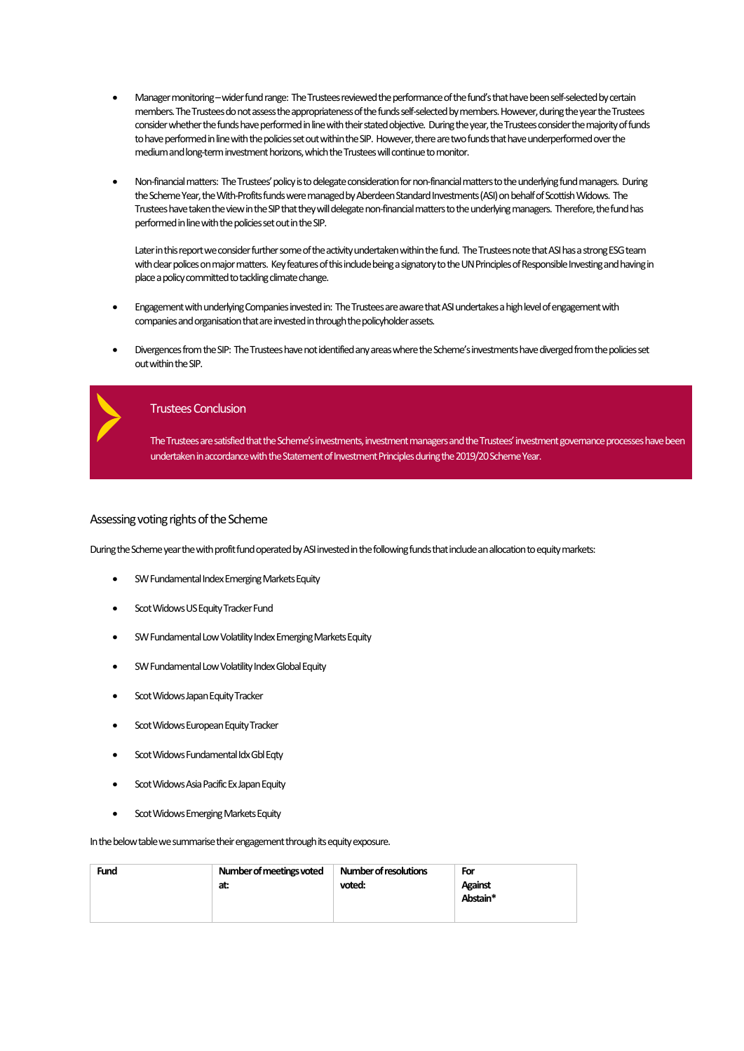- Manager monitoring – wider fund range: The Trustees reviewed the performance of the fund's that have been self-selected by certain members. The Trustees do not assess the appropriateness of the funds self-selected by members. However, during the year the Trustees consider whether the funds have performed in line with their stated objective. During the year, the Trustees consider the majority of funds to have performed in line with the policies set out within the SIP. However, there are two funds that have underperformed over the medium and long-term investment horizons, which the Trustees will continue to monitor.

- Non-financial matters: The Trustees' policy is to delegate consideration for non-financial matters to the underlying fund managers. During the Scheme Year, the With-Profits funds were managed by Aberdeen Standard Investments (ASI) on behalf of Scottish Widows. The Trustees have taken the view in the SIP that they will delegate non-financial matters to the underlying managers. Therefore, the fund has performed in line with the policies set out in the SIP.

  Later in this report we consider further some of the activity undertaken within the fund. The Trustees note that ASI has a strong ESG team with clear polices on major matters. Key features of this include being a signatory to the UN Principles of Responsible Investing and having in place a policy committed to tackling climate change.

- Engagement with underlying Companies invested in: The Trustees are aware that ASI undertakes a high level of engagement with companies and organisation that are invested in through the policyholder assets.

- Divergences from the SIP: The Trustees have not identified any areas where the Scheme's investments have diverged from the policies set out within the SIP.

### Trustees Conclusion

The Trustees are satisfied that the Scheme's investments, investment managers and the Trustees' investment governance processes have been undertaken in accordance with the Statement of Investment Principles during the 2019/20 Scheme Year.

## Assessing voting rights of the Scheme

During the Scheme year the with profit fund operated by ASI invested in the following funds that include an allocation to equity markets:

- SW Fundamental Index Emerging Markets Equity
- Scot Widows US Equity Tracker Fund
- SW Fundamental Low Volatility Index Emerging Markets Equity
- SW Fundamental Low Volatility Index Global Equity
- Scot Widows Japan Equity Tracker
- Scot Widows European Equity Tracker
- Scot Widows Fundamental Idx Gbl Eqty
- Scot Widows Asia Pacific Ex Japan Equity
- Scot Widows Emerging Markets Equity

In the below table we summarise their engagement through its equity exposure.

| Fund | Number of meetings voted at: | Number of resolutions voted: | For<br>Against<br>Abstain* |
|---|---|---|---|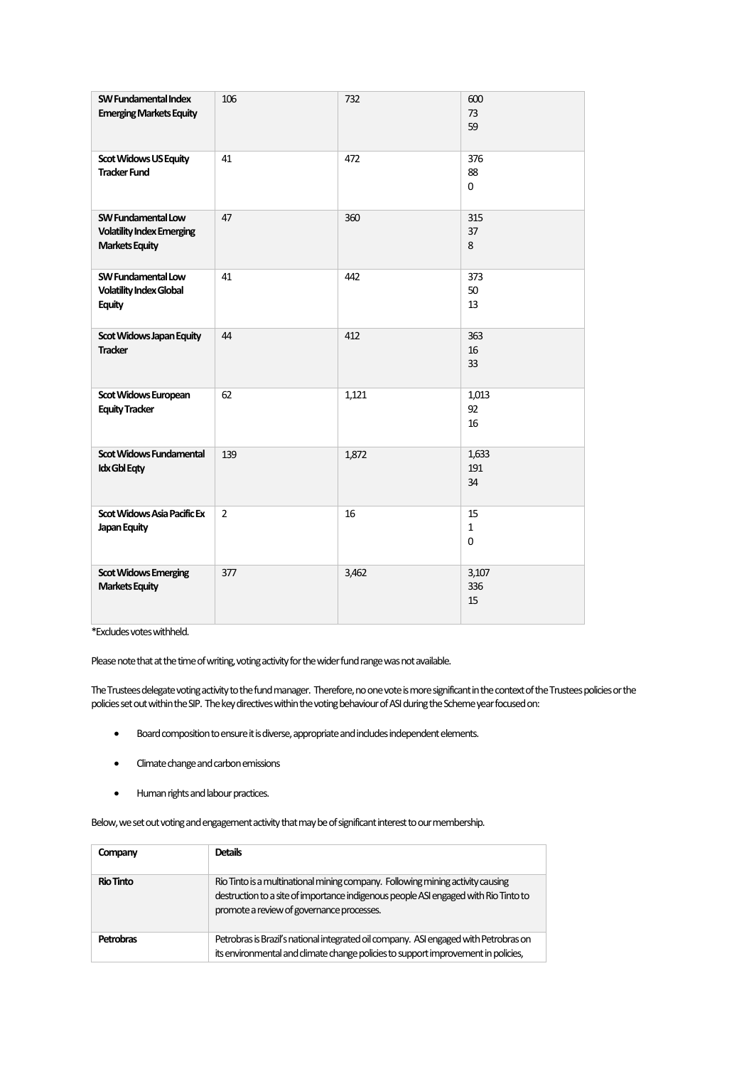| | | | |
|---|---|---|---|
| **SW Fundamental Index Emerging Markets Equity** | 106 | 732 | 600<br>73<br>59 |
| **Scot Widows US Equity Tracker Fund** | 41 | 472 | 376<br>88<br>0 |
| **SW Fundamental Low Volatility Index Emerging Markets Equity** | 47 | 360 | 315<br>37<br>8 |
| **SW Fundamental Low Volatility Index Global Equity** | 41 | 442 | 373<br>50<br>13 |
| **Scot Widows Japan Equity Tracker** | 44 | 412 | 363<br>16<br>33 |
| **Scot Widows European Equity Tracker** | 62 | 1,121 | 1,013<br>92<br>16 |
| **Scot Widows Fundamental Idx Gbl Eqty** | 139 | 1,872 | 1,633<br>191<br>34 |
| **Scot Widows Asia Pacific Ex Japan Equity** | 2 | 16 | 15<br>1<br>0 |
| **Scot Widows Emerging Markets Equity** | 377 | 3,462 | 3,107<br>336<br>15 |

*Excludes votes withheld.

Please note that at the time of writing, voting activity for the wider fund range was not available.

The Trustees delegate voting activity to the fund manager. Therefore, no one vote is more significant in the context of the Trustees policies or the policies set out within the SIP. The key directives within the voting behaviour of ASI during the Scheme year focused on:

- Board composition to ensure it is diverse, appropriate and includes independent elements.
- Climate change and carbon emissions
- Human rights and labour practices.

Below, we set out voting and engagement activity that may be of significant interest to our membership.

| Company | Details |
|---|---|
| **Rio Tinto** | Rio Tinto is a multinational mining company. Following mining activity causing destruction to a site of importance indigenous people ASI engaged with Rio Tinto to promote a review of governance processes. |
| **Petrobras** | Petrobras is Brazil's national integrated oil company. ASI engaged with Petrobras on its environmental and climate change policies to support improvement in policies, |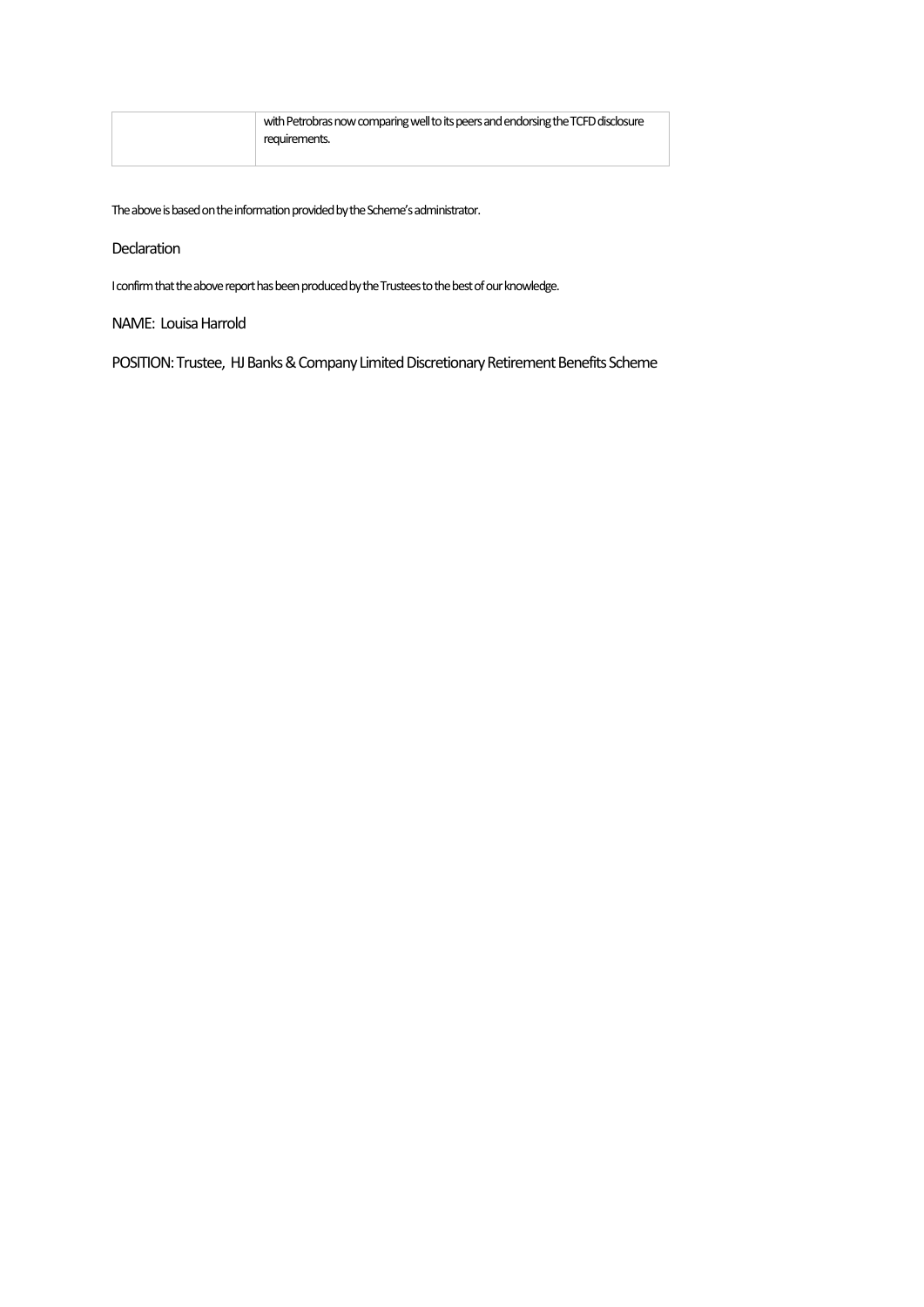| | |
|---|---|
| | with Petrobras now comparing well to its peers and endorsing the TCFD disclosure requirements. |

The above is based on the information provided by the Scheme's administrator.

## Declaration

I confirm that the above report has been produced by the Trustees to the best of our knowledge.

NAME: Louisa Harrold

POSITION: Trustee, HJ Banks & Company Limited Discretionary Retirement Benefits Scheme